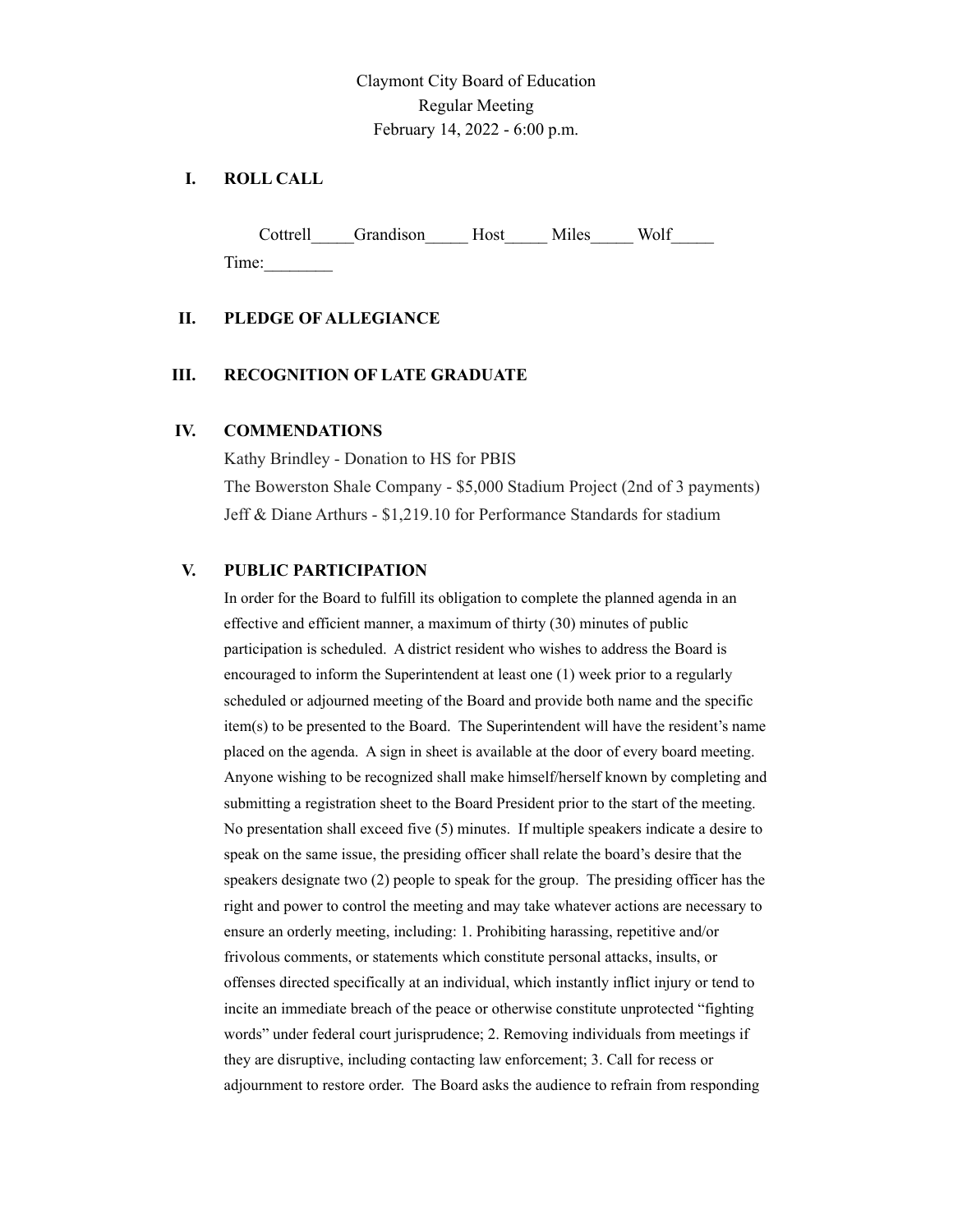Claymont City Board of Education
Regular Meeting
February 14, 2022 - 6:00 p.m.

## I. ROLL CALL

Cottrell_____Grandison_____ Host_____ Miles_____ Wolf_____

Time:________

## II. PLEDGE OF ALLEGIANCE

## III. RECOGNITION OF LATE GRADUATE

## IV. COMMENDATIONS

Kathy Brindley - Donation to HS for PBIS

The Bowerston Shale Company - $5,000 Stadium Project (2nd of 3 payments)

Jeff & Diane Arthurs - $1,219.10 for Performance Standards for stadium

## V. PUBLIC PARTICIPATION

In order for the Board to fulfill its obligation to complete the planned agenda in an effective and efficient manner, a maximum of thirty (30) minutes of public participation is scheduled. A district resident who wishes to address the Board is encouraged to inform the Superintendent at least one (1) week prior to a regularly scheduled or adjourned meeting of the Board and provide both name and the specific item(s) to be presented to the Board. The Superintendent will have the resident's name placed on the agenda. A sign in sheet is available at the door of every board meeting. Anyone wishing to be recognized shall make himself/herself known by completing and submitting a registration sheet to the Board President prior to the start of the meeting. No presentation shall exceed five (5) minutes. If multiple speakers indicate a desire to speak on the same issue, the presiding officer shall relate the board's desire that the speakers designate two (2) people to speak for the group. The presiding officer has the right and power to control the meeting and may take whatever actions are necessary to ensure an orderly meeting, including: 1. Prohibiting harassing, repetitive and/or frivolous comments, or statements which constitute personal attacks, insults, or offenses directed specifically at an individual, which instantly inflict injury or tend to incite an immediate breach of the peace or otherwise constitute unprotected "fighting words" under federal court jurisprudence; 2. Removing individuals from meetings if they are disruptive, including contacting law enforcement; 3. Call for recess or adjournment to restore order. The Board asks the audience to refrain from responding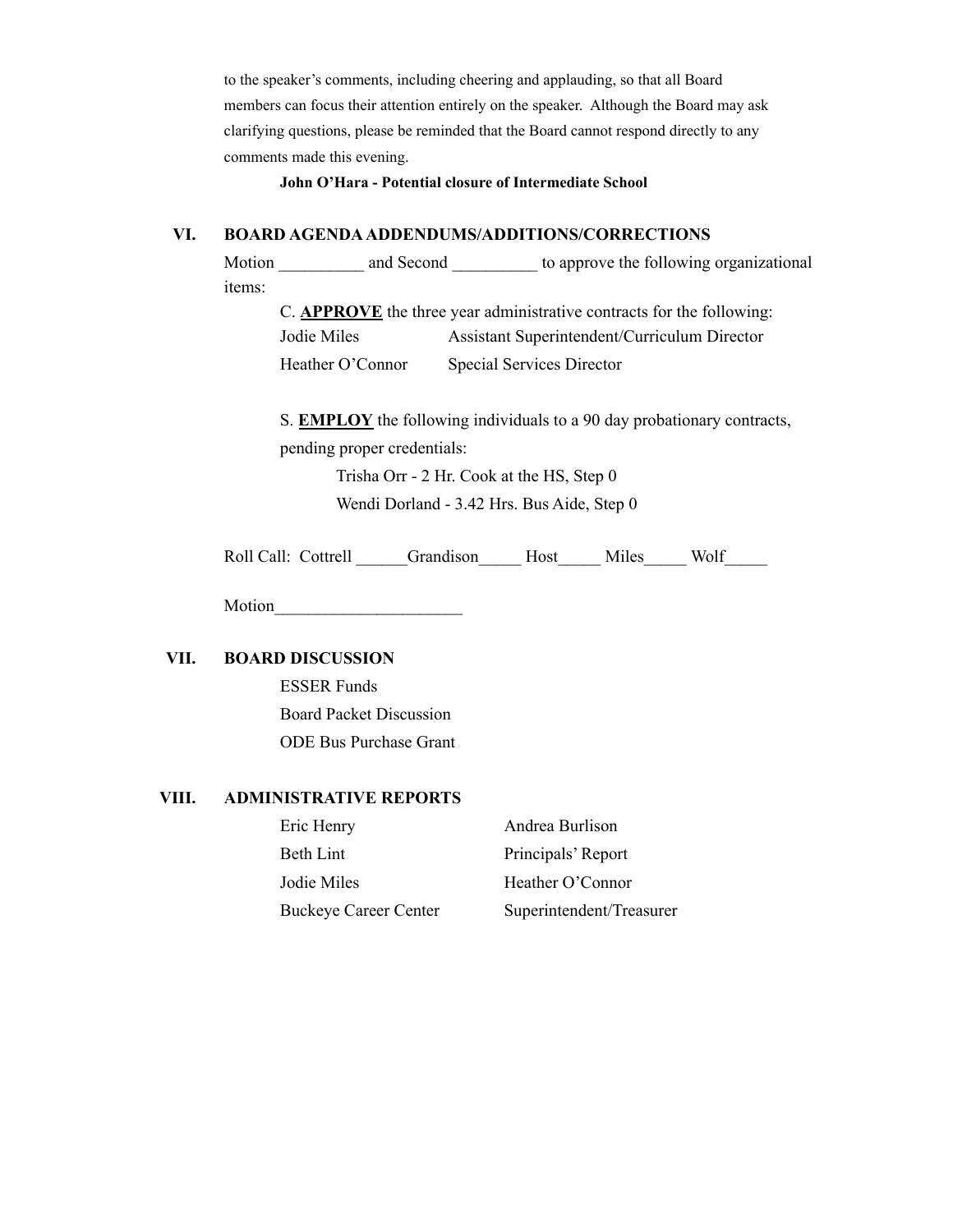to the speaker's comments, including cheering and applauding, so that all Board members can focus their attention entirely on the speaker. Although the Board may ask clarifying questions, please be reminded that the Board cannot respond directly to any comments made this evening.

**John O'Hara - Potential closure of Intermediate School**

## VI. BOARD AGENDA ADDENDUMS/ADDITIONS/CORRECTIONS

Motion __________ and Second __________ to approve the following organizational items:

C. **APPROVE** the three year administrative contracts for the following:

| | |
|---|---|
| Jodie Miles | Assistant Superintendent/Curriculum Director |
| Heather O'Connor | Special Services Director |

S. **EMPLOY** the following individuals to a 90 day probationary contracts, pending proper credentials:

Trisha Orr - 2 Hr. Cook at the HS, Step 0

Wendi Dorland - 3.42 Hrs. Bus Aide, Step 0

Roll Call: Cottrell ______Grandison_____ Host_____ Miles_____ Wolf_____

Motion______________________

## VII. BOARD DISCUSSION

ESSER Funds

Board Packet Discussion

ODE Bus Purchase Grant

## VIII. ADMINISTRATIVE REPORTS

| | |
|---|---|
| Eric Henry | Andrea Burlison |
| Beth Lint | Principals' Report |
| Jodie Miles | Heather O'Connor |
| Buckeye Career Center | Superintendent/Treasurer |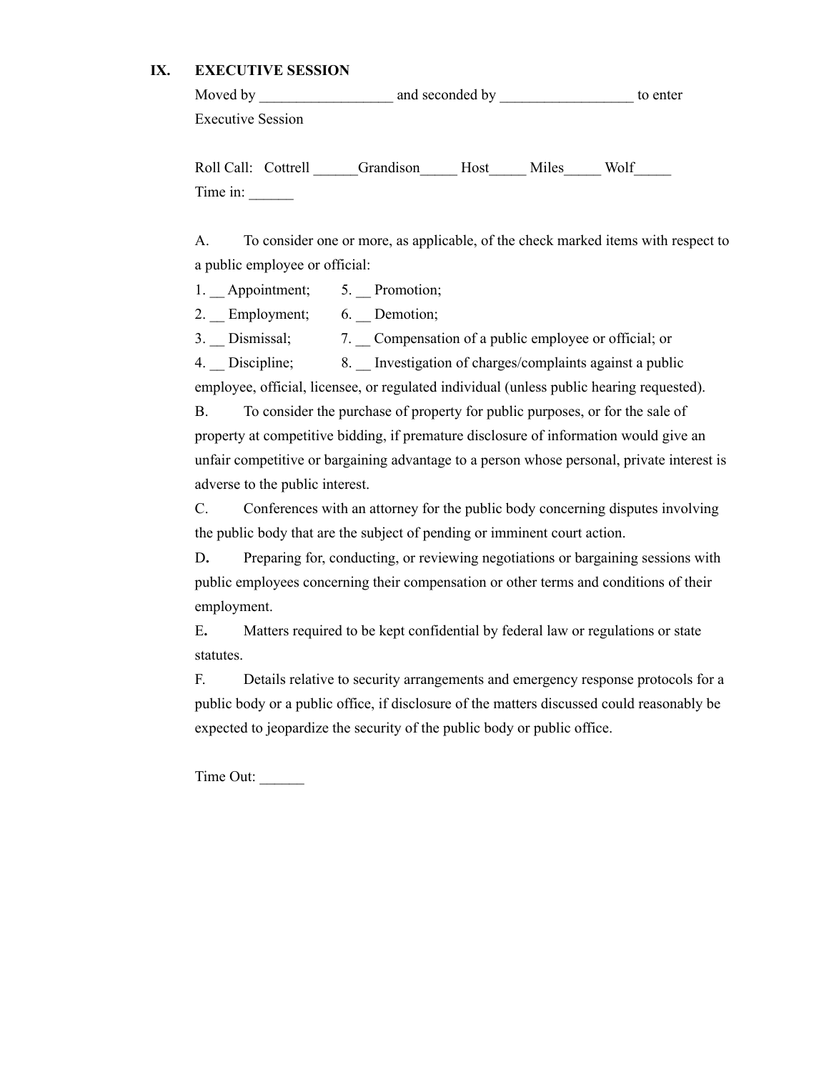## IX. EXECUTIVE SESSION

Moved by __________________ and seconded by __________________ to enter Executive Session

Roll Call: Cottrell ______Grandison_____ Host_____ Miles_____ Wolf_____
Time in: ______

A. To consider one or more, as applicable, of the check marked items with respect to a public employee or official:

1. __ Appointment;
2. __ Employment;
3. __ Dismissal;
4. __ Discipline;
5. __ Promotion;
6. __ Demotion;
7. __ Compensation of a public employee or official; or
8. __ Investigation of charges/complaints against a public employee, official, licensee, or regulated individual (unless public hearing requested).

B. To consider the purchase of property for public purposes, or for the sale of property at competitive bidding, if premature disclosure of information would give an unfair competitive or bargaining advantage to a person whose personal, private interest is adverse to the public interest.

C. Conferences with an attorney for the public body concerning disputes involving the public body that are the subject of pending or imminent court action.

**D.** Preparing for, conducting, or reviewing negotiations or bargaining sessions with public employees concerning their compensation or other terms and conditions of their employment.

**E.** Matters required to be kept confidential by federal law or regulations or state statutes.

F. Details relative to security arrangements and emergency response protocols for a public body or a public office, if disclosure of the matters discussed could reasonably be expected to jeopardize the security of the public body or public office.

Time Out: ______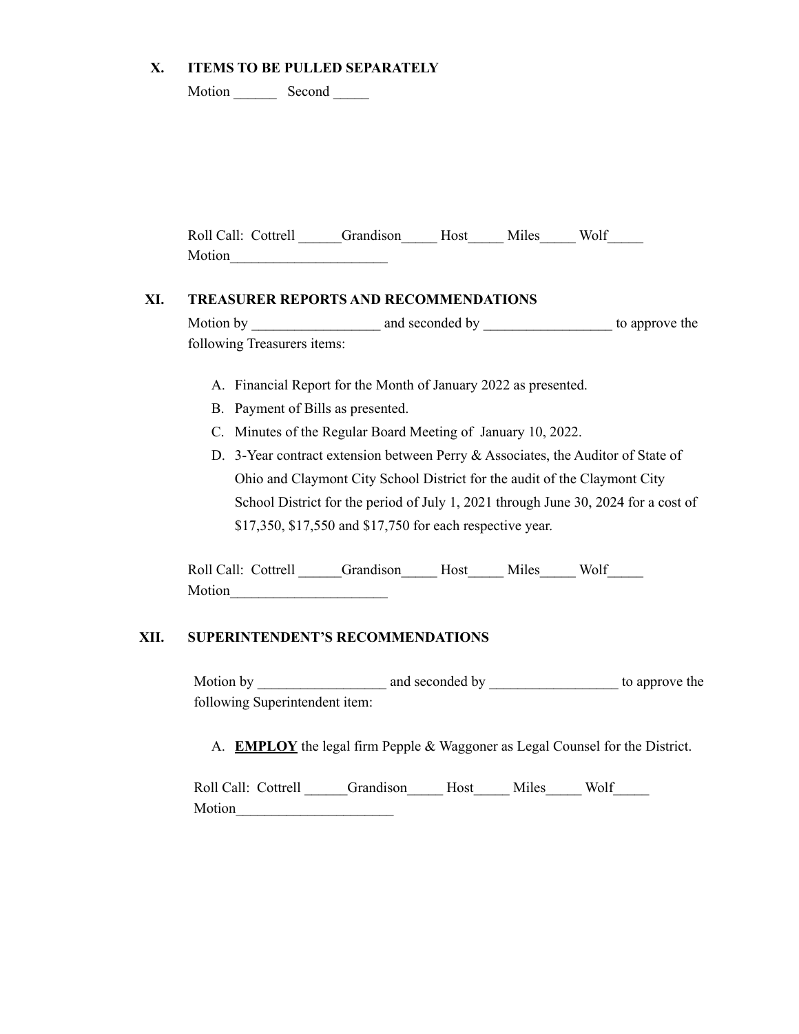## X. ITEMS TO BE PULLED SEPARATELY

Motion ______ Second _____

Roll Call: Cottrell ______Grandison_____ Host_____ Miles_____ Wolf_____
Motion______________________

## XI. TREASURER REPORTS AND RECOMMENDATIONS

Motion by __________________ and seconded by __________________ to approve the following Treasurers items:

A. Financial Report for the Month of January 2022 as presented.
B. Payment of Bills as presented.
C. Minutes of the Regular Board Meeting of January 10, 2022.
D. 3-Year contract extension between Perry & Associates, the Auditor of State of Ohio and Claymont City School District for the audit of the Claymont City School District for the period of July 1, 2021 through June 30, 2024 for a cost of $17,350, $17,550 and $17,750 for each respective year.

Roll Call: Cottrell ______Grandison_____ Host_____ Miles_____ Wolf_____
Motion______________________

## XII. SUPERINTENDENT'S RECOMMENDATIONS

Motion by __________________ and seconded by __________________ to approve the following Superintendent item:

A. **<u>EMPLOY</u>** the legal firm Pepple & Waggoner as Legal Counsel for the District.

Roll Call: Cottrell ______Grandison_____ Host_____ Miles_____ Wolf_____
Motion______________________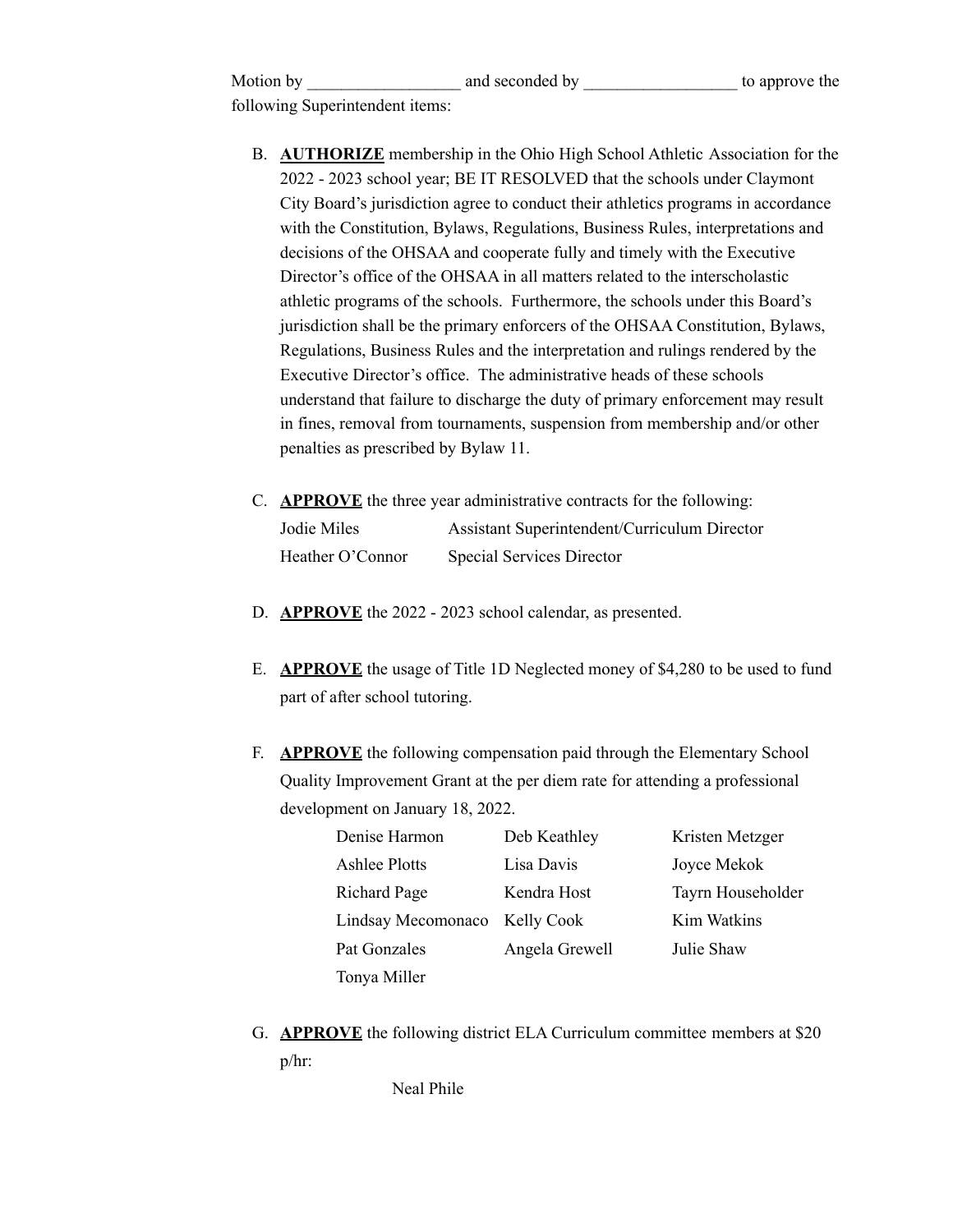Motion by __________________ and seconded by __________________ to approve the following Superintendent items:

B. **<u>AUTHORIZE</u>** membership in the Ohio High School Athletic Association for the 2022 - 2023 school year; BE IT RESOLVED that the schools under Claymont City Board's jurisdiction agree to conduct their athletics programs in accordance with the Constitution, Bylaws, Regulations, Business Rules, interpretations and decisions of the OHSAA and cooperate fully and timely with the Executive Director's office of the OHSAA in all matters related to the interscholastic athletic programs of the schools. Furthermore, the schools under this Board's jurisdiction shall be the primary enforcers of the OHSAA Constitution, Bylaws, Regulations, Business Rules and the interpretation and rulings rendered by the Executive Director's office. The administrative heads of these schools understand that failure to discharge the duty of primary enforcement may result in fines, removal from tournaments, suspension from membership and/or other penalties as prescribed by Bylaw 11.

C. **<u>APPROVE</u>** the three year administrative contracts for the following:

| | |
|---|---|
| Jodie Miles | Assistant Superintendent/Curriculum Director |
| Heather O'Connor | Special Services Director |

D. **<u>APPROVE</u>** the 2022 - 2023 school calendar, as presented.

E. **<u>APPROVE</u>** the usage of Title 1D Neglected money of $4,280 to be used to fund part of after school tutoring.

F. **<u>APPROVE</u>** the following compensation paid through the Elementary School Quality Improvement Grant at the per diem rate for attending a professional development on January 18, 2022.

| | | |
|---|---|---|
| Denise Harmon | Deb Keathley | Kristen Metzger |
| Ashlee Plotts | Lisa Davis | Joyce Mekok |
| Richard Page | Kendra Host | Tayrn Householder |
| Lindsay Mecomonaco | Kelly Cook | Kim Watkins |
| Pat Gonzales | Angela Grewell | Julie Shaw |
| Tonya Miller | | |

G. **<u>APPROVE</u>** the following district ELA Curriculum committee members at $20 p/hr:

Neal Phile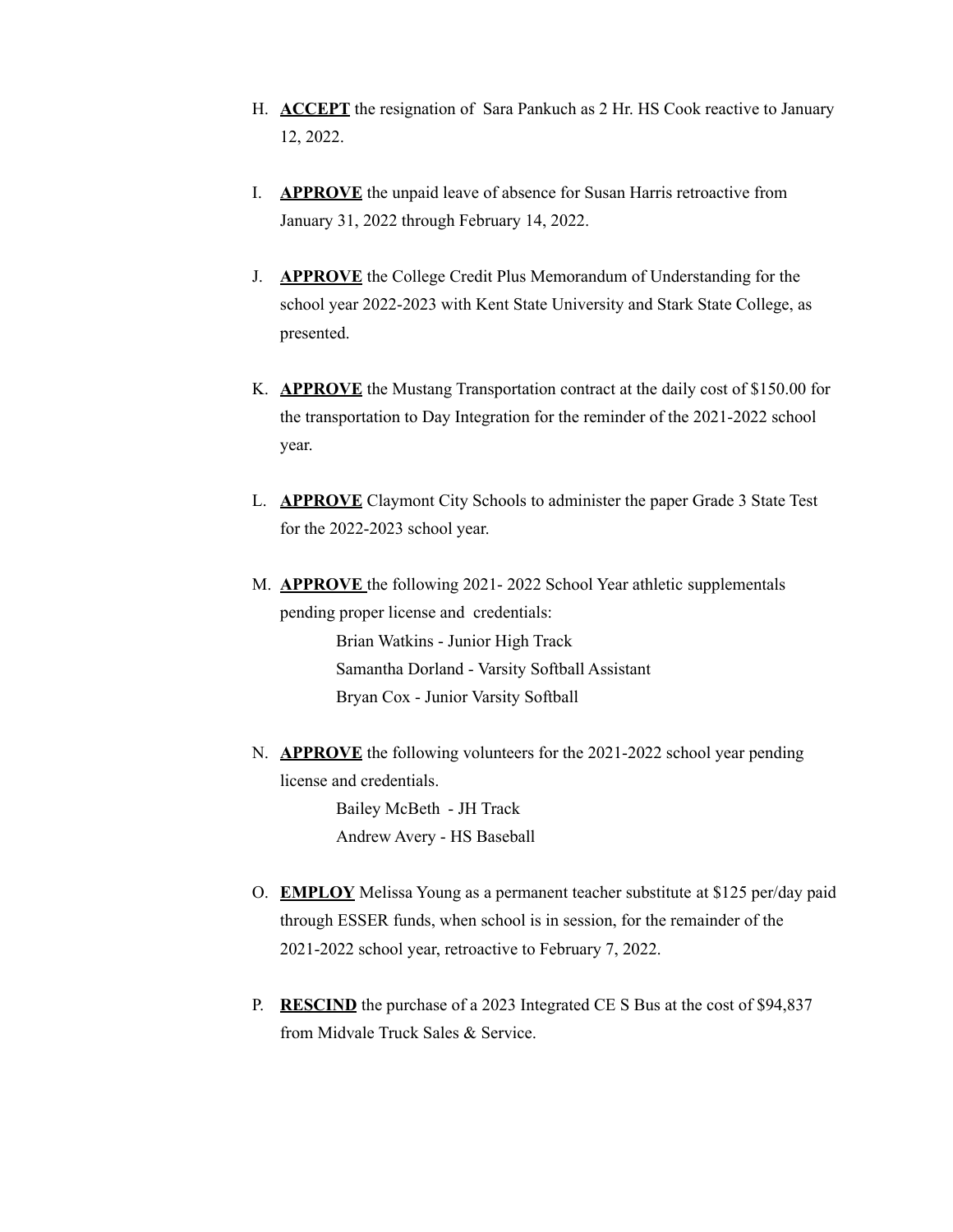H. **ACCEPT** the resignation of Sara Pankuch as 2 Hr. HS Cook reactive to January 12, 2022.

I. **APPROVE** the unpaid leave of absence for Susan Harris retroactive from January 31, 2022 through February 14, 2022.

J. **APPROVE** the College Credit Plus Memorandum of Understanding for the school year 2022-2023 with Kent State University and Stark State College, as presented.

K. **APPROVE** the Mustang Transportation contract at the daily cost of $150.00 for the transportation to Day Integration for the reminder of the 2021-2022 school year.

L. **APPROVE** Claymont City Schools to administer the paper Grade 3 State Test for the 2022-2023 school year.

M. **APPROVE** the following 2021- 2022 School Year athletic supplementals pending proper license and credentials:

   Brian Watkins - Junior High Track
   Samantha Dorland - Varsity Softball Assistant
   Bryan Cox - Junior Varsity Softball

N. **APPROVE** the following volunteers for the 2021-2022 school year pending license and credentials.

   Bailey McBeth - JH Track
   Andrew Avery - HS Baseball

O. **EMPLOY** Melissa Young as a permanent teacher substitute at $125 per/day paid through ESSER funds, when school is in session, for the remainder of the 2021-2022 school year, retroactive to February 7, 2022.

P. **RESCIND** the purchase of a 2023 Integrated CE S Bus at the cost of $94,837 from Midvale Truck Sales & Service.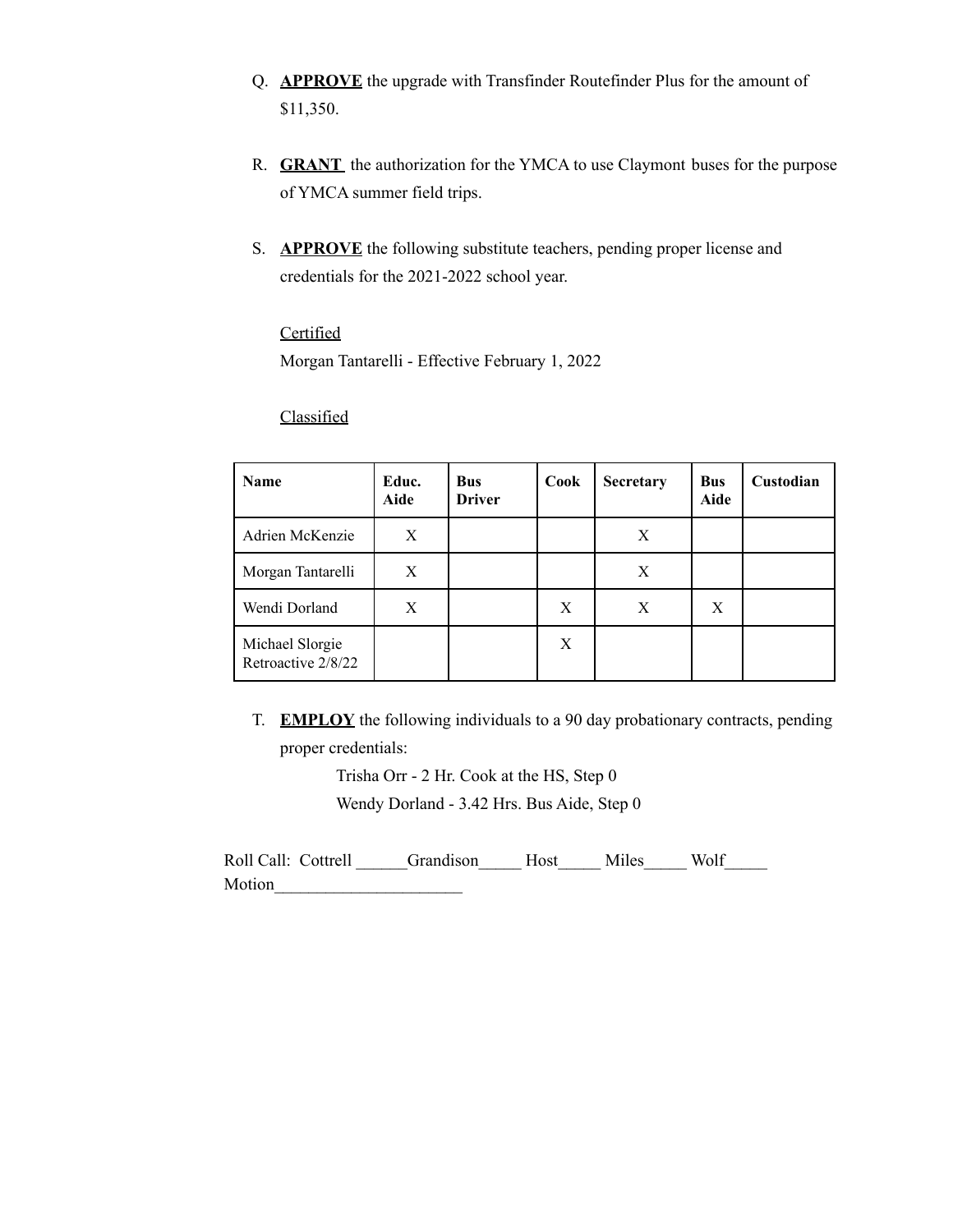Q. **APPROVE** the upgrade with Transfinder Routefinder Plus for the amount of $11,350.

R. **GRANT** the authorization for the YMCA to use Claymont buses for the purpose of YMCA summer field trips.

S. **APPROVE** the following substitute teachers, pending proper license and credentials for the 2021-2022 school year.

Certified
Morgan Tantarelli - Effective February 1, 2022

Classified

| Name | Educ. Aide | Bus Driver | Cook | Secretary | Bus Aide | Custodian |
|---|---|---|---|---|---|---|
| Adrien McKenzie | X | | | X | | |
| Morgan Tantarelli | X | | | X | | |
| Wendi Dorland | X | | X | X | X | |
| Michael Slorgie Retroactive 2/8/22 | | | X | | | |

T. **EMPLOY** the following individuals to a 90 day probationary contracts, pending proper credentials:

Trisha Orr - 2 Hr. Cook at the HS, Step 0
Wendy Dorland - 3.42 Hrs. Bus Aide, Step 0

Roll Call: Cottrell ______Grandison_____ Host_____ Miles_____ Wolf_____
Motion______________________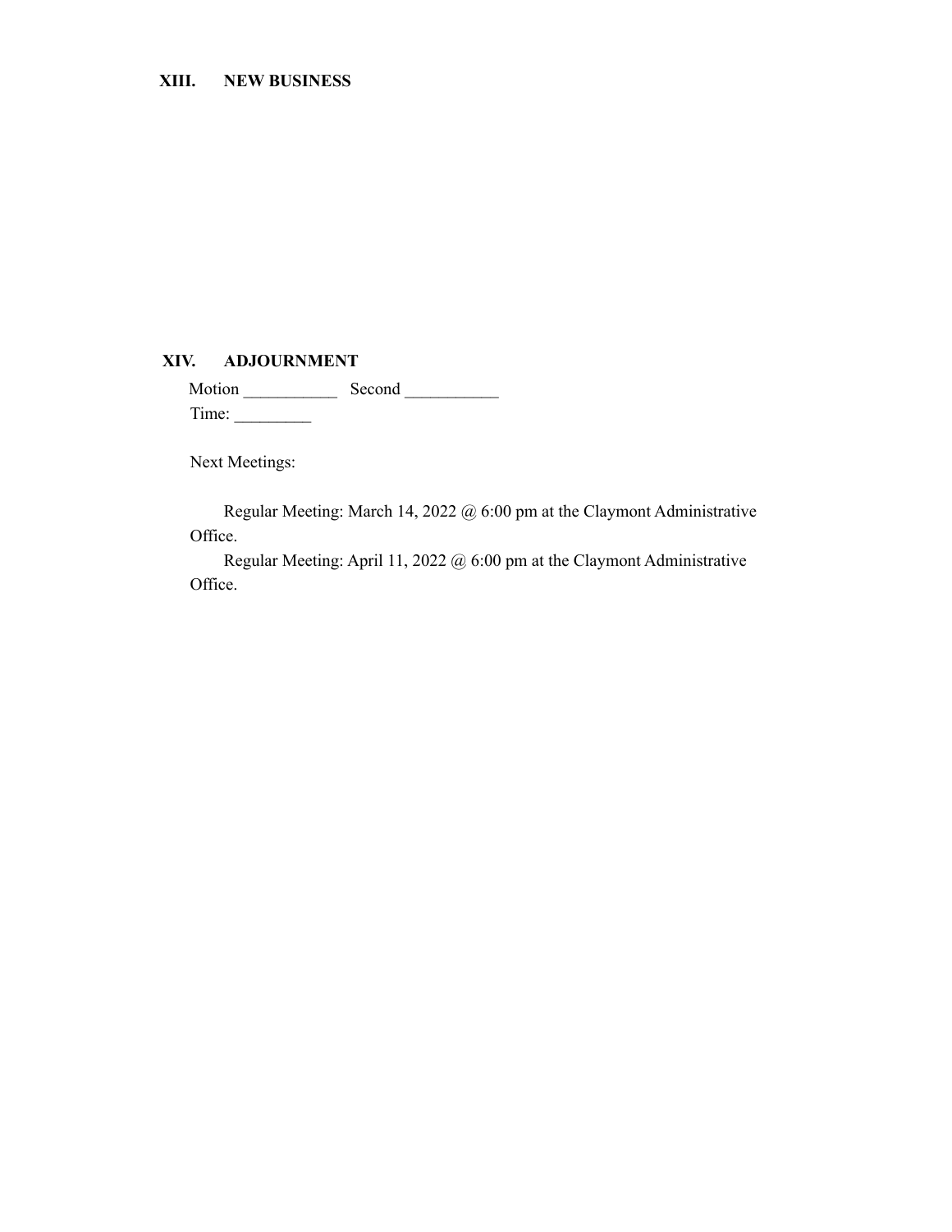**XIII. NEW BUSINESS**

**XIV. ADJOURNMENT**

Motion ___________ Second ___________

Time: _________

Next Meetings:

Regular Meeting: March 14, 2022 @ 6:00 pm at the Claymont Administrative Office.

Regular Meeting: April 11, 2022 @ 6:00 pm at the Claymont Administrative Office.